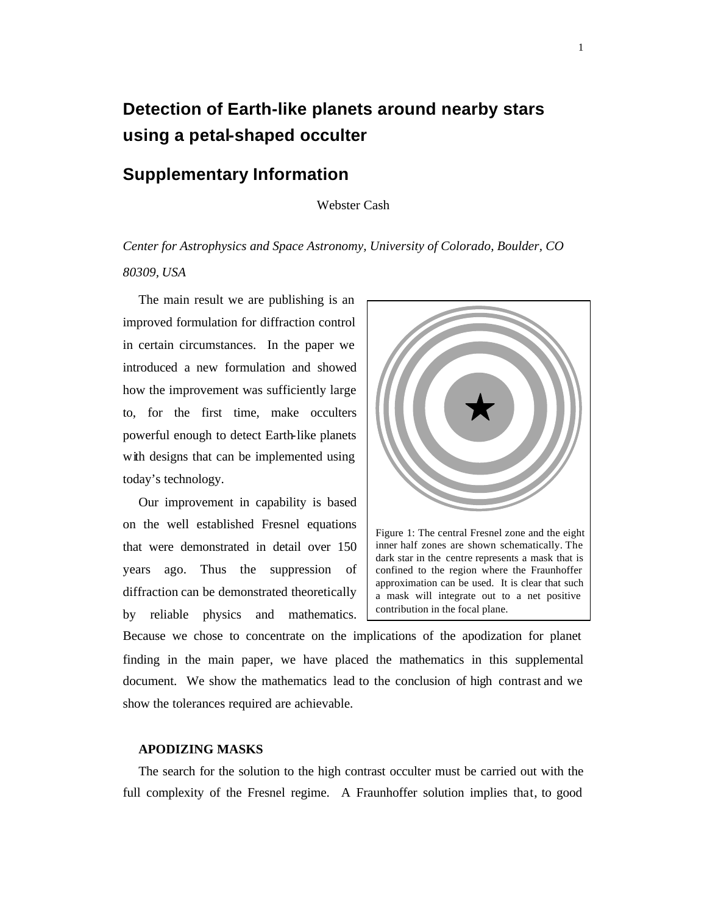# Detection of Earth-like planets around nearby stars using a petal-shaped occulter

## Supplementary Information

Webster Cash

*Center for Astrophysics and Space Astronomy, University of Colorado, Boulder, CO 80309, USA*

The main result we are publishing is an improved formulation for diffraction control in certain circumstances. In the paper we introduced a new formulation and showed how the improvement was sufficiently large to, for the first time, make occulters powerful enough to detect Earth-like planets with designs that can be implemented using today's technology.

Our improvement in capability is based on the well established Fresnel equations that were demonstrated in detail over 150 years ago. Thus the suppression of diffraction can be demonstrated theoretically by reliable physics and mathematics. Because we chose to concentrate on the implications of the apodization for planet finding in the main paper, we have placed the mathematics in this supplemental document. We show the mathematics lead to the conclusion of high contrast and we show the tolerances required are achievable.

Figure 1: The central Fresnel zone and the eight inner half zones are shown schematically. The dark star in the centre represents a mask that is confined to the region where the Fraunhoffer approximation can be used. It is clear that such a mask will integrate out to a net positive contribution in the focal plane.

**APODIZING MASKS**

The search for the solution to the high contrast occulter must be carried out with the full complexity of the Fresnel regime. A Fraunhoffer solution implies that, to good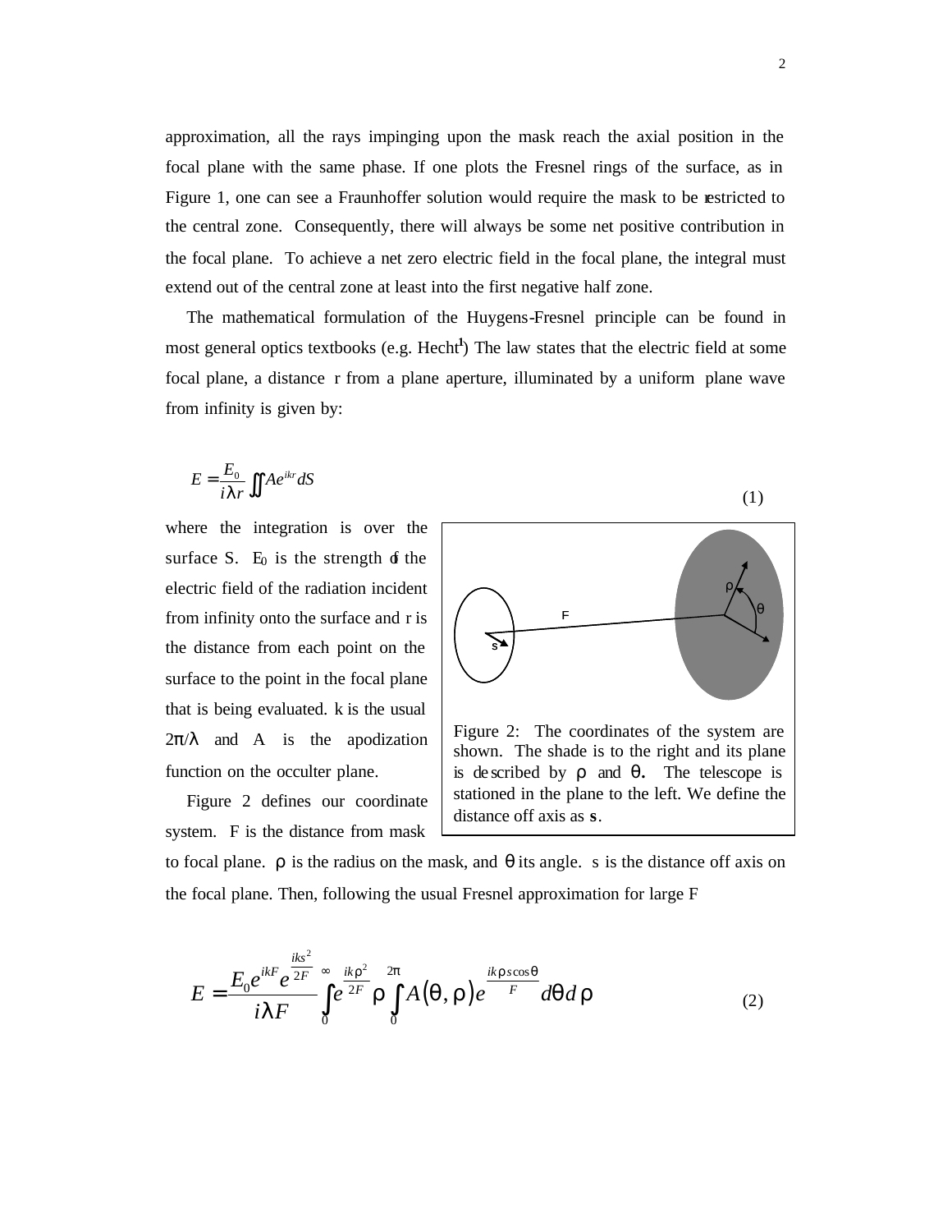approximation, all the rays impinging upon the mask reach the axial position in the focal plane with the same phase. If one plots the Fresnel rings of the surface, as in Figure 1, one can see a Fraunhoffer solution would require the mask to be restricted to the central zone. Consequently, there will always be some net positive contribution in the focal plane. To achieve a net zero electric field in the focal plane, the integral must extend out of the central zone at least into the first negative half zone.

The mathematical formulation of the Huygens-Fresnel principle can be found in most general optics textbooks (e.g. Hecht[1]) The law states that the electric field at some focal plane, a distance r from a plane aperture, illuminated by a uniform plane wave from infinity is given by:

$$E = \frac{E_0}{i\lambda r} \iint A e^{ikr} dS \tag{1}$$

where the integration is over the surface S. $E_0$ is the strength of the electric field of the radiation incident from infinity onto the surface and r is the distance from each point on the surface to the point in the focal plane that is being evaluated. k is the usual $2\pi/\lambda$ and A is the apodization function on the occulter plane.

Figure 2: The coordinates of the system are shown. The shade is to the right and its plane is described by $\rho$ and $\theta$. The telescope is stationed in the plane to the left. We define the distance off axis as **s**.

Figure 2 defines our coordinate system. F is the distance from mask to focal plane. $\rho$ is the radius on the mask, and $\theta$ its angle. s is the distance off axis on the focal plane. Then, following the usual Fresnel approximation for large F

$$E = \frac{E_0 e^{ikF} e^{\frac{iks^2}{2F}}}{i\lambda F} \int_0^{\infty} e^{\frac{ik\rho^2}{2F}} \rho \int_0^{2\pi} A(\theta, \rho) e^{\frac{ik\rho s \cos\theta}{F}} d\theta \, d\rho \tag{2}$$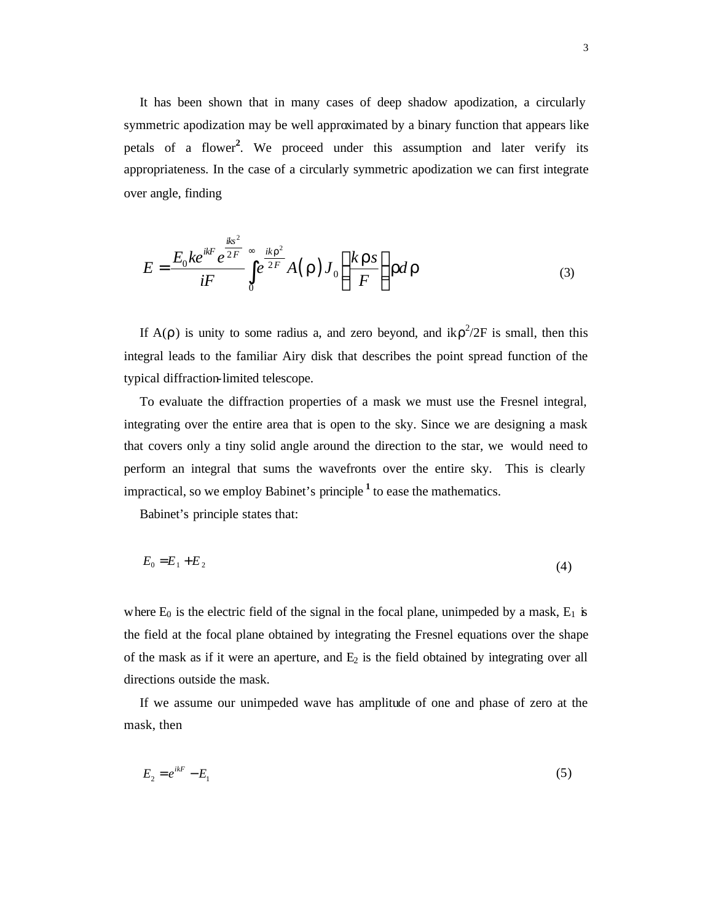It has been shown that in many cases of deep shadow apodization, a circularly symmetric apodization may be well approximated by a binary function that appears like petals of a flower[2]. We proceed under this assumption and later verify its appropriateness. In the case of a circularly symmetric apodization we can first integrate over angle, finding

$$E = \frac{E_0 k e^{ikF} e^{\frac{iks^2}{2F}}}{iF} \int_0^\infty e^{\frac{ik\rho^2}{2F}} A(\rho) J_0\left(\frac{k\rho s}{F}\right) \rho d\rho \tag{3}$$

If $A(\rho)$ is unity to some radius a, and zero beyond, and $ik\rho^2/2F$ is small, then this integral leads to the familiar Airy disk that describes the point spread function of the typical diffraction-limited telescope.

To evaluate the diffraction properties of a mask we must use the Fresnel integral, integrating over the entire area that is open to the sky. Since we are designing a mask that covers only a tiny solid angle around the direction to the star, we would need to perform an integral that sums the wavefronts over the entire sky. This is clearly impractical, so we employ Babinet's principle [1] to ease the mathematics.

Babinet's principle states that:

$$E_0 = E_1 + E_2 \tag{4}$$

where $E_0$ is the electric field of the signal in the focal plane, unimpeded by a mask, $E_1$ is the field at the focal plane obtained by integrating the Fresnel equations over the shape of the mask as if it were an aperture, and $E_2$ is the field obtained by integrating over all directions outside the mask.

If we assume our unimpeded wave has amplitude of one and phase of zero at the mask, then

$$E_2 = e^{ikF} - E_1 \tag{5}$$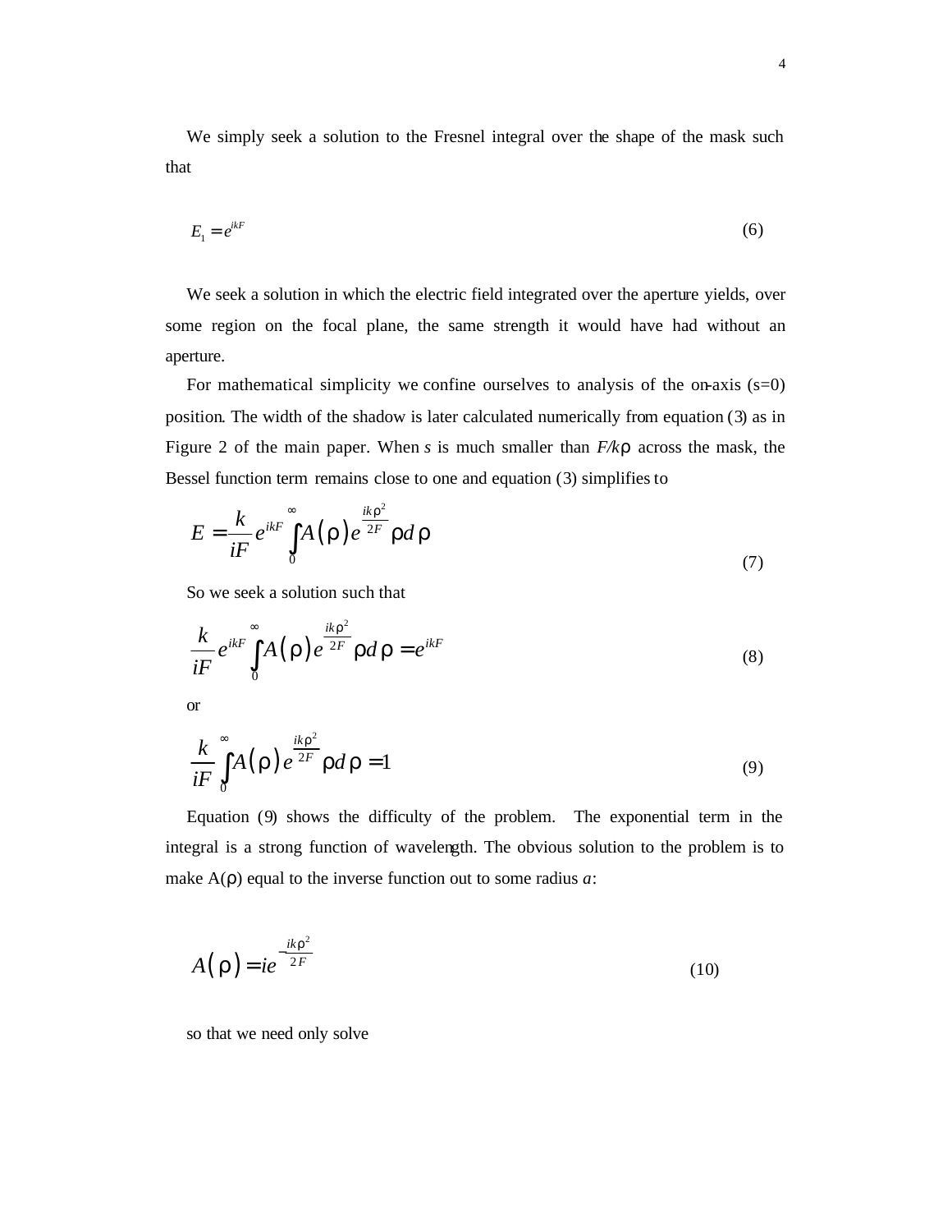We simply seek a solution to the Fresnel integral over the shape of the mask such that

$$E_1 = e^{ikF} \tag{6}$$

We seek a solution in which the electric field integrated over the aperture yields, over some region on the focal plane, the same strength it would have had without an aperture.

For mathematical simplicity we confine ourselves to analysis of the on-axis (s=0) position. The width of the shadow is later calculated numerically from equation (3) as in Figure 2 of the main paper. When *s* is much smaller than $F/k\rho$ across the mask, the Bessel function term remains close to one and equation (3) simplifies to

$$E = \frac{k}{iF} e^{ikF} \int_0^\infty A(\rho) e^{\frac{ik\rho^2}{2F}} \rho d\rho \tag{7}$$

So we seek a solution such that

$$\frac{k}{iF} e^{ikF} \int_0^\infty A(\rho) e^{\frac{ik\rho^2}{2F}} \rho d\rho = e^{ikF} \tag{8}$$

or

$$\frac{k}{iF} \int_0^\infty A(\rho) e^{\frac{ik\rho^2}{2F}} \rho d\rho = 1 \tag{9}$$

Equation (9) shows the difficulty of the problem. The exponential term in the integral is a strong function of wavelength. The obvious solution to the problem is to make A(ρ) equal to the inverse function out to some radius *a*:

$$A(\rho) = ie^{-\frac{ik\rho^2}{2F}} \tag{10}$$

so that we need only solve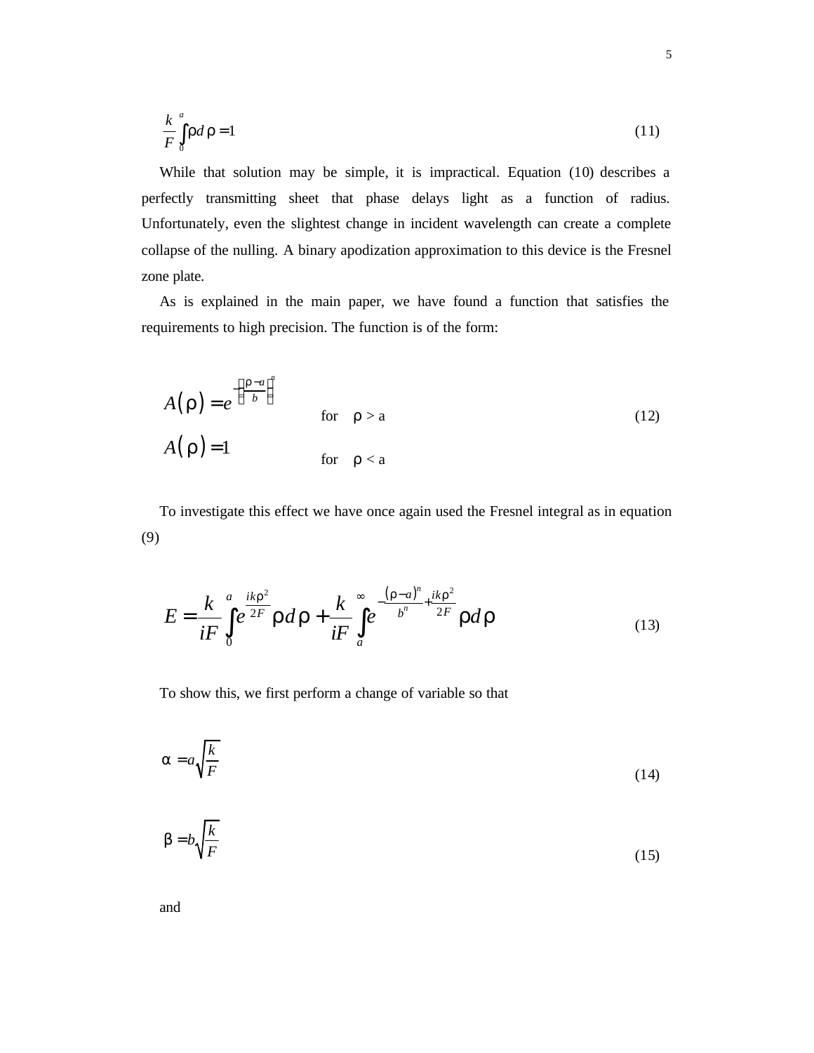$$\frac{k}{F}\int_0^a \rho d\rho = 1 \tag{11}$$

While that solution may be simple, it is impractical. Equation (10) describes a perfectly transmitting sheet that phase delays light as a function of radius. Unfortunately, even the slightest change in incident wavelength can create a complete collapse of the nulling. A binary apodization approximation to this device is the Fresnel zone plate.

As is explained in the main paper, we have found a function that satisfies the requirements to high precision. The function is of the form:

$$A(\rho) = e^{-\left(\frac{\rho - a}{b}\right)^n} \quad \text{for} \quad \rho > a$$

$$A(\rho) = 1 \quad \text{for} \quad \rho < a \tag{12}$$

To investigate this effect we have once again used the Fresnel integral as in equation (9)

$$E = \frac{k}{iF}\int_0^a e^{\frac{ik\rho^2}{2F}} \rho d\rho + \frac{k}{iF}\int_a^\infty e^{-\frac{(\rho - a)^n}{b^n} + \frac{ik\rho^2}{2F}} \rho d\rho \tag{13}$$

To show this, we first perform a change of variable so that

$$\alpha = a\sqrt{\frac{k}{F}} \tag{14}$$

$$\beta = b\sqrt{\frac{k}{F}} \tag{15}$$

and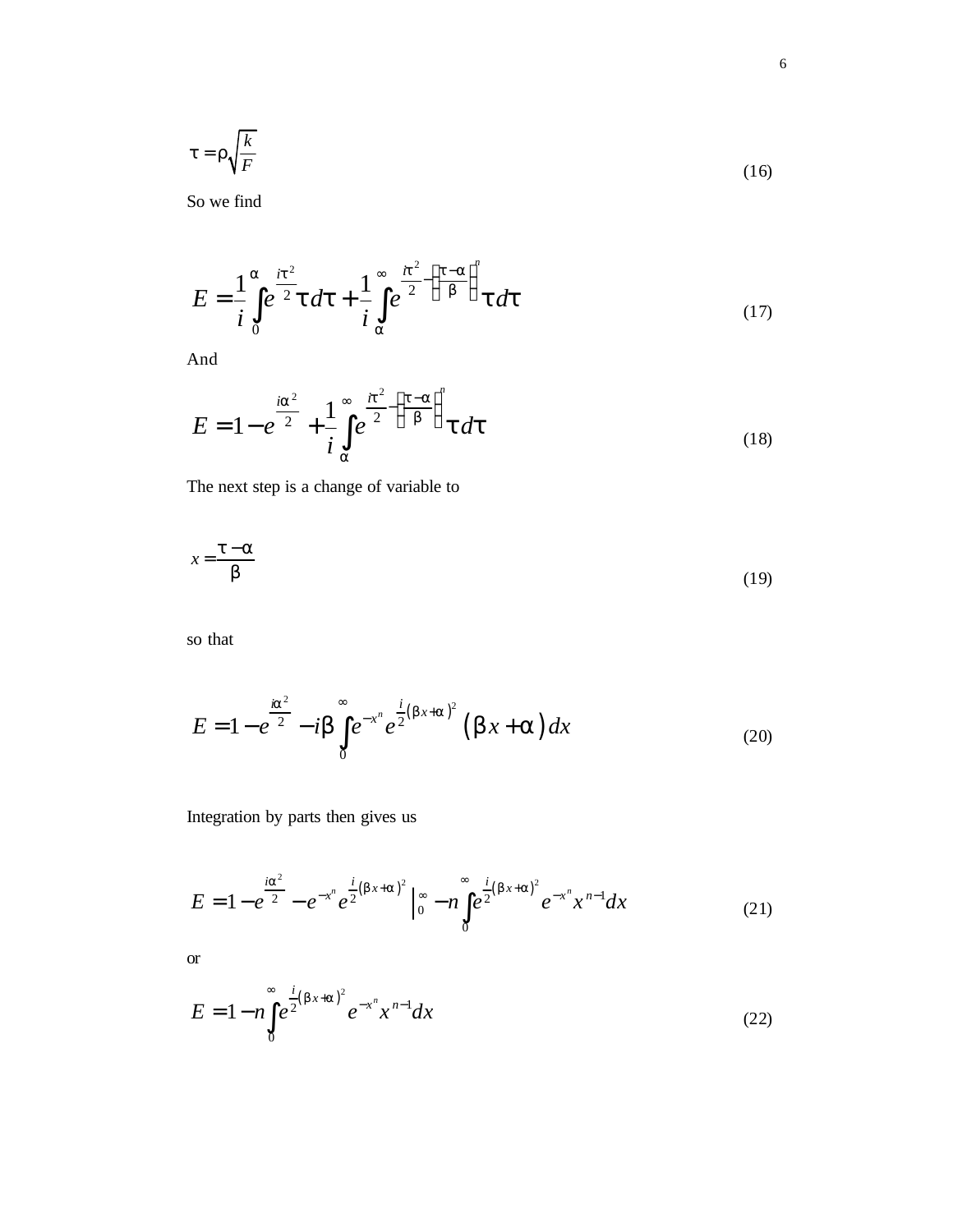$$\tau = \rho \sqrt{\frac{k}{F}} \tag{16}$$

So we find

$$E = \frac{1}{i} \int_0^{\alpha} e^{\frac{i\tau^2}{2}} \tau d\tau + \frac{1}{i} \int_{\alpha}^{\infty} e^{\frac{i\tau^2}{2} - \left(\frac{\tau - \alpha}{\beta}\right)^n} \tau d\tau \tag{17}$$

And

$$E = 1 - e^{\frac{i\alpha^2}{2}} + \frac{1}{i} \int_{\alpha}^{\infty} e^{\frac{i\tau^2}{2} - \left(\frac{\tau - \alpha}{\beta}\right)^n} \tau d\tau \tag{18}$$

The next step is a change of variable to

$$x = \frac{\tau - \alpha}{\beta} \tag{19}$$

so that

$$E = 1 - e^{\frac{i\alpha^2}{2}} - i\beta \int_0^{\infty} e^{-x^n} e^{\frac{i}{2}(\beta x + \alpha)^2} (\beta x + \alpha) dx \tag{20}$$

Integration by parts then gives us

$$E = 1 - e^{\frac{i\alpha^2}{2}} - e^{-x^n} e^{\frac{i}{2}(\beta x + \alpha)^2} \Big|_0^{\infty} - n \int_0^{\infty} e^{\frac{i}{2}(\beta x + \alpha)^2} e^{-x^n} x^{n-1} dx \tag{21}$$

or

$$E = 1 - n \int_0^{\infty} e^{\frac{i}{2}(\beta x + \alpha)^2} e^{-x^n} x^{n-1} dx \tag{22}$$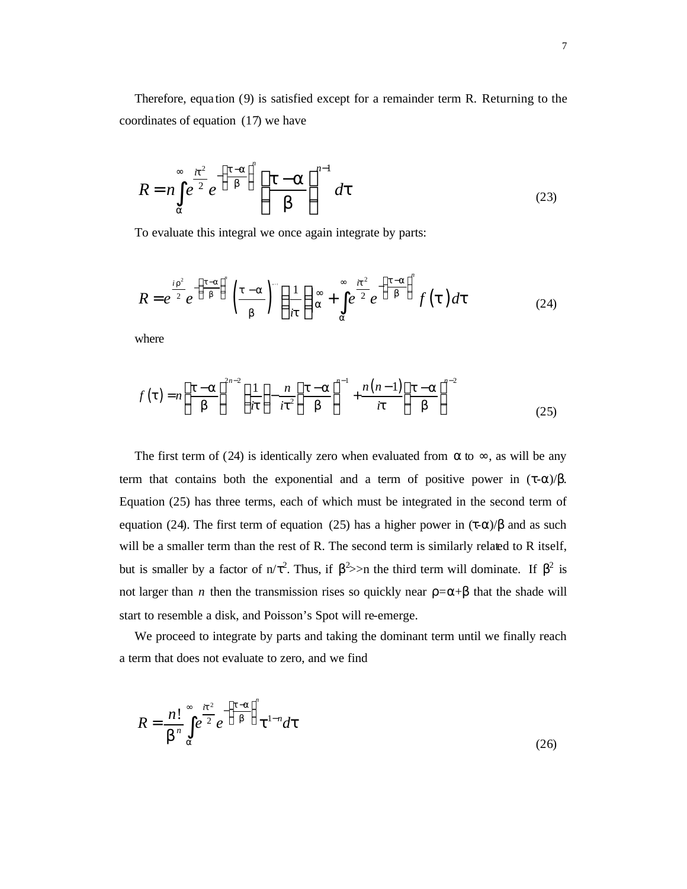Therefore, equation (9) is satisfied except for a remainder term R. Returning to the coordinates of equation (17) we have

$$R = n\int_{\alpha}^{\infty} e^{\frac{i\tau^2}{2}} e^{-\left(\frac{\tau-\alpha}{\beta}\right)^n} \left(\frac{\tau-\alpha}{\beta}\right)^{n-1} d\tau \tag{23}$$

To evaluate this integral we once again integrate by parts:

$$R = e^{\frac{i\rho^2}{2}} e^{-\left(\frac{\tau-\alpha}{\beta}\right)^n} \left(\frac{\tau-\alpha}{\beta}\right)^{n-1} \left(\frac{1}{i\tau}\right)\Bigg|_{\alpha}^{\infty} + \int_{\alpha}^{\infty} e^{\frac{i\tau^2}{2}} e^{-\left(\frac{\tau-\alpha}{\beta}\right)^n} f(\tau)\, d\tau \tag{24}$$

where

$$f(\tau) = n\left(\frac{\tau-\alpha}{\beta}\right)^{2n-2}\left(\frac{1}{i\tau}\right) - \frac{n}{i\tau^2}\left(\frac{\tau-\alpha}{\beta}\right)^{n-1} + \frac{n(n-1)}{i\tau}\left(\frac{\tau-\alpha}{\beta}\right)^{n-2} \tag{25}$$

The first term of (24) is identically zero when evaluated from $\alpha$ to $\infty$, as will be any term that contains both the exponential and a term of positive power in $(\tau-\alpha)/\beta$. Equation (25) has three terms, each of which must be integrated in the second term of equation (24). The first term of equation (25) has a higher power in $(\tau-\alpha)/\beta$ and as such will be a smaller term than the rest of R. The second term is similarly related to R itself, but is smaller by a factor of $n/\tau^2$. Thus, if $\beta^2 >> n$ the third term will dominate. If $\beta^2$ is not larger than $n$ then the transmission rises so quickly near $\rho=\alpha+\beta$ that the shade will start to resemble a disk, and Poisson's Spot will re-emerge.

We proceed to integrate by parts and taking the dominant term until we finally reach a term that does not evaluate to zero, and we find

$$R = \frac{n!}{\beta^n}\int_{\alpha}^{\infty} e^{\frac{i\tau^2}{2}} e^{-\left(\frac{\tau-\alpha}{\beta}\right)^n} \tau^{1-n}\, d\tau \tag{26}$$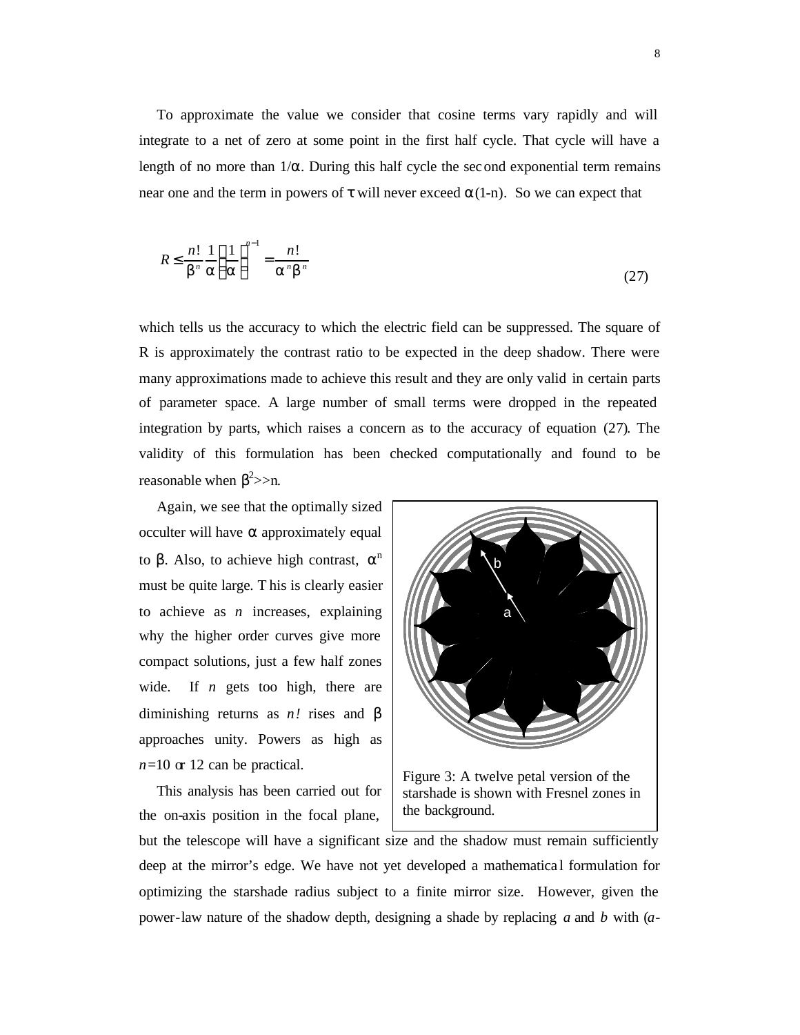To approximate the value we consider that cosine terms vary rapidly and will integrate to a net of zero at some point in the first half cycle. That cycle will have a length of no more than $1/\alpha$. During this half cycle the second exponential term remains near one and the term in powers of $\tau$ will never exceed $\alpha(1\text{-}n)$. So we can expect that

$$R \leq \frac{n!}{\beta^n}\frac{1}{\alpha}\left(\frac{1}{\alpha}\right)^{n-1} = \frac{n!}{\alpha^n \beta^n} \tag{27}$$

which tells us the accuracy to which the electric field can be suppressed. The square of R is approximately the contrast ratio to be expected in the deep shadow. There were many approximations made to achieve this result and they are only valid in certain parts of parameter space. A large number of small terms were dropped in the repeated integration by parts, which raises a concern as to the accuracy of equation (27). The validity of this formulation has been checked computationally and found to be reasonable when $\beta^2 >> n$.

Again, we see that the optimally sized occulter will have $\alpha$ approximately equal to $\beta$. Also, to achieve high contrast, $\alpha^n$ must be quite large. This is clearly easier to achieve as *n* increases, explaining why the higher order curves give more compact solutions, just a few half zones wide. If *n* gets too high, there are diminishing returns as *n!* rises and $\beta$ approaches unity. Powers as high as *n*=10 or 12 can be practical.

Figure 3: A twelve petal version of the starshade is shown with Fresnel zones in the background.

This analysis has been carried out for the on-axis position in the focal plane, but the telescope will have a significant size and the shadow must remain sufficiently deep at the mirror's edge. We have not yet developed a mathematical formulation for optimizing the starshade radius subject to a finite mirror size. However, given the power-law nature of the shadow depth, designing a shade by replacing *a* and *b* with (*a*-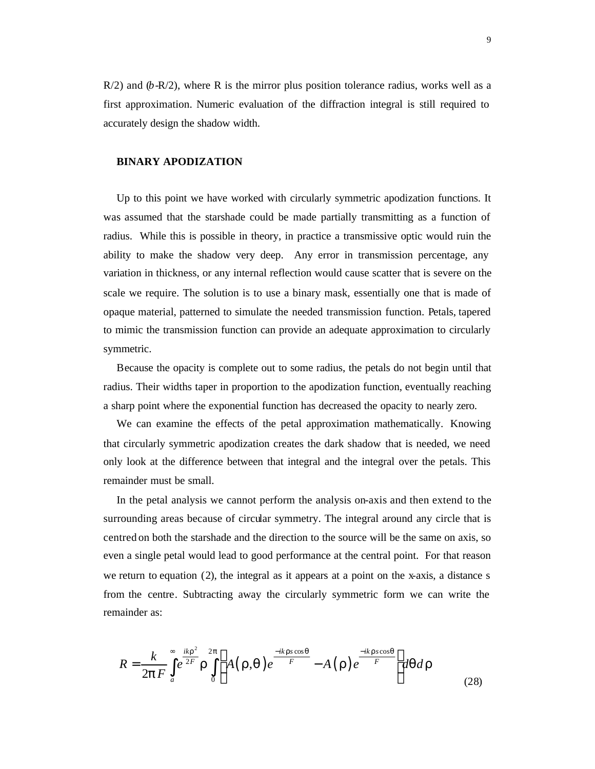R/2) and (*b*-R/2), where R is the mirror plus position tolerance radius, works well as a first approximation. Numeric evaluation of the diffraction integral is still required to accurately design the shadow width.

## BINARY APODIZATION

Up to this point we have worked with circularly symmetric apodization functions. It was assumed that the starshade could be made partially transmitting as a function of radius. While this is possible in theory, in practice a transmissive optic would ruin the ability to make the shadow very deep. Any error in transmission percentage, any variation in thickness, or any internal reflection would cause scatter that is severe on the scale we require. The solution is to use a binary mask, essentially one that is made of opaque material, patterned to simulate the needed transmission function. Petals, tapered to mimic the transmission function can provide an adequate approximation to circularly symmetric.

Because the opacity is complete out to some radius, the petals do not begin until that radius. Their widths taper in proportion to the apodization function, eventually reaching a sharp point where the exponential function has decreased the opacity to nearly zero.

We can examine the effects of the petal approximation mathematically. Knowing that circularly symmetric apodization creates the dark shadow that is needed, we need only look at the difference between that integral and the integral over the petals. This remainder must be small.

In the petal analysis we cannot perform the analysis on-axis and then extend to the surrounding areas because of circular symmetry. The integral around any circle that is centred on both the starshade and the direction to the source will be the same on axis, so even a single petal would lead to good performance at the central point. For that reason we return to equation (2), the integral as it appears at a point on the x-axis, a distance s from the centre. Subtracting away the circularly symmetric form we can write the remainder as:

$$R = \frac{k}{2\pi F} \int_{a}^{\infty} e^{\frac{ik\rho^2}{2F}} \rho \int_{0}^{2\pi} \left[ A(\rho,\theta) e^{\frac{-ik\rho s\cos\theta}{F}} - A(\rho) e^{\frac{-ik\rho s\cos\theta}{F}} \right] d\theta \, d\rho \tag{28}$$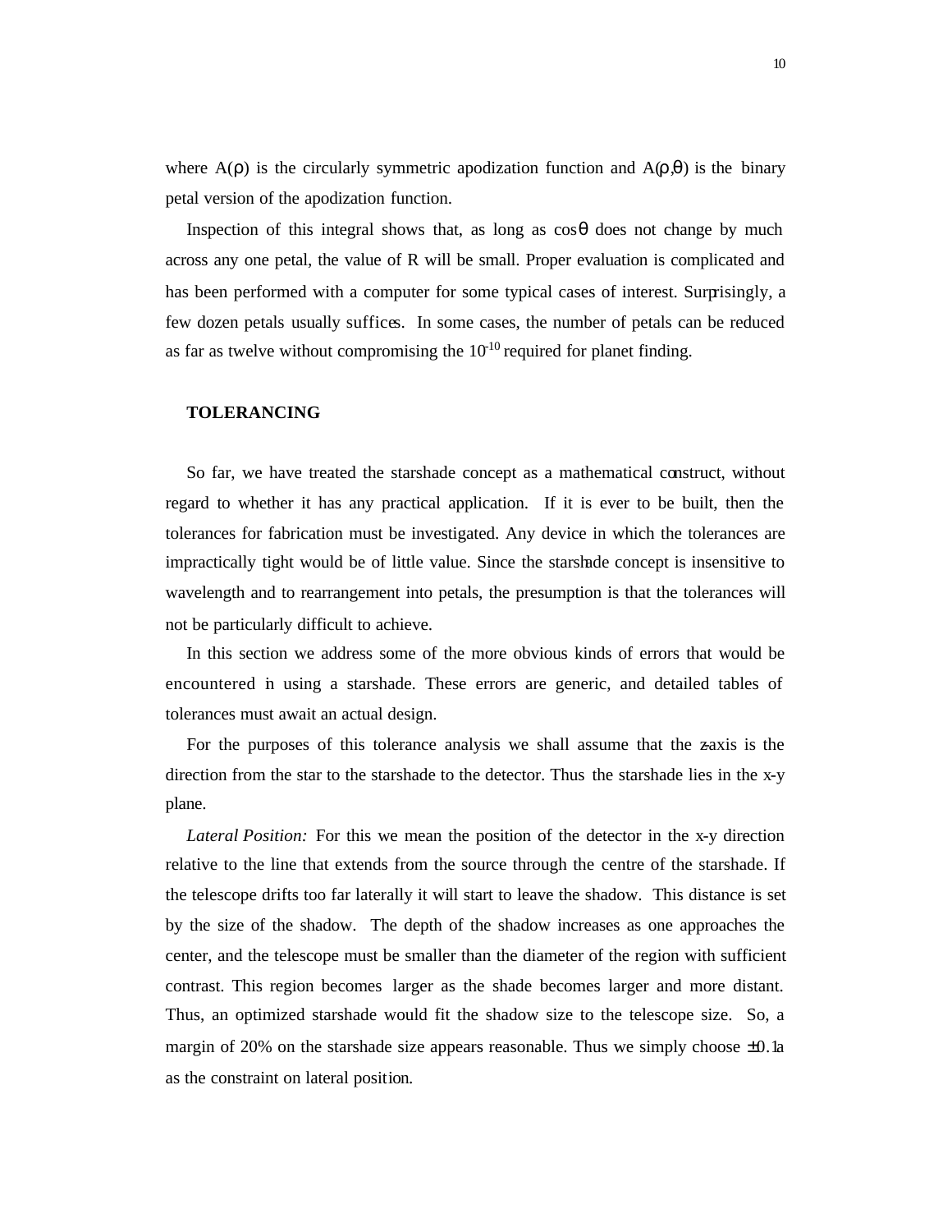where $A(\rho)$ is the circularly symmetric apodization function and $A(\rho,\theta)$ is the binary petal version of the apodization function.

Inspection of this integral shows that, as long as $\cos\theta$ does not change by much across any one petal, the value of R will be small. Proper evaluation is complicated and has been performed with a computer for some typical cases of interest. Surprisingly, a few dozen petals usually suffices. In some cases, the number of petals can be reduced as far as twelve without compromising the $10^{-10}$ required for planet finding.

## TOLERANCING

So far, we have treated the starshade concept as a mathematical construct, without regard to whether it has any practical application. If it is ever to be built, then the tolerances for fabrication must be investigated. Any device in which the tolerances are impractically tight would be of little value. Since the starshade concept is insensitive to wavelength and to rearrangement into petals, the presumption is that the tolerances will not be particularly difficult to achieve.

In this section we address some of the more obvious kinds of errors that would be encountered in using a starshade. These errors are generic, and detailed tables of tolerances must await an actual design.

For the purposes of this tolerance analysis we shall assume that the z-axis is the direction from the star to the starshade to the detector. Thus the starshade lies in the x-y plane.

*Lateral Position:* For this we mean the position of the detector in the x-y direction relative to the line that extends from the source through the centre of the starshade. If the telescope drifts too far laterally it will start to leave the shadow. This distance is set by the size of the shadow. The depth of the shadow increases as one approaches the center, and the telescope must be smaller than the diameter of the region with sufficient contrast. This region becomes larger as the shade becomes larger and more distant. Thus, an optimized starshade would fit the shadow size to the telescope size. So, a margin of 20% on the starshade size appears reasonable. Thus we simply choose $\pm 0.1a$ as the constraint on lateral position.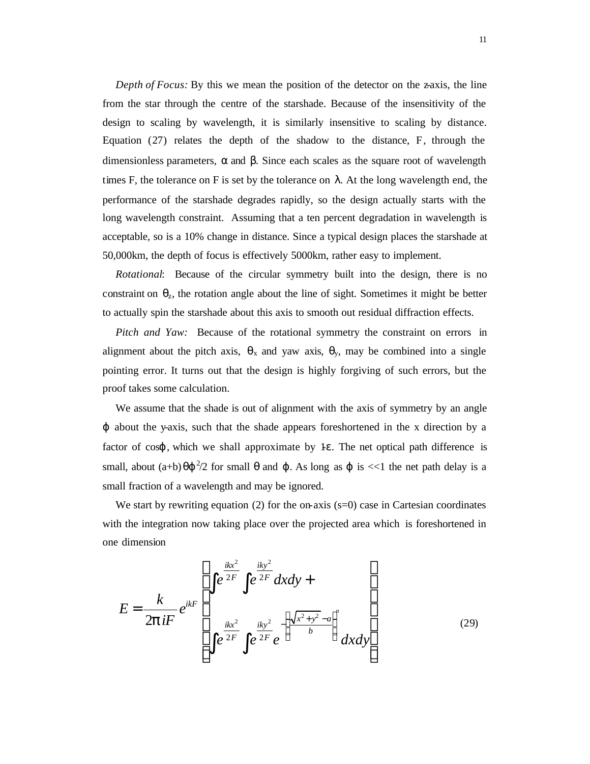*Depth of Focus:* By this we mean the position of the detector on the z-axis, the line from the star through the centre of the starshade. Because of the insensitivity of the design to scaling by wavelength, it is similarly insensitive to scaling by distance. Equation (27) relates the depth of the shadow to the distance, F, through the dimensionless parameters, $\alpha$ and $\beta$. Since each scales as the square root of wavelength times F, the tolerance on F is set by the tolerance on $\lambda$. At the long wavelength end, the performance of the starshade degrades rapidly, so the design actually starts with the long wavelength constraint. Assuming that a ten percent degradation in wavelength is acceptable, so is a 10% change in distance. Since a typical design places the starshade at 50,000km, the depth of focus is effectively 5000km, rather easy to implement.

*Rotational*: Because of the circular symmetry built into the design, there is no constraint on $\theta_z$, the rotation angle about the line of sight. Sometimes it might be better to actually spin the starshade about this axis to smooth out residual diffraction effects.

*Pitch and Yaw:* Because of the rotational symmetry the constraint on errors in alignment about the pitch axis, $\theta_x$ and yaw axis, $\theta_y$, may be combined into a single pointing error. It turns out that the design is highly forgiving of such errors, but the proof takes some calculation.

We assume that the shade is out of alignment with the axis of symmetry by an angle $\varphi$ about the y-axis, such that the shade appears foreshortened in the x direction by a factor of $\cos\varphi$, which we shall approximate by $1-\varepsilon$. The net optical path difference is small, about $(a+b)\theta\varphi^2/2$ for small $\theta$ and $\varphi$. As long as $\varphi$ is <<1 the net path delay is a small fraction of a wavelength and may be ignored.

We start by rewriting equation (2) for the on-axis (s=0) case in Cartesian coordinates with the integration now taking place over the projected area which is foreshortened in one dimension

$$E = \frac{k}{2\pi iF} e^{ikF} \left( \begin{array}{l} \displaystyle\int e^{\frac{ikx^2}{2F}} \int e^{\frac{iky^2}{2F}} dxdy + \\ \displaystyle\int e^{\frac{ikx^2}{2F}} \int e^{\frac{iky^2}{2F}} e^{-\left(\frac{\sqrt{x^2+y^2}-a}{b}\right)^n} dxdy \end{array} \right) \tag{29}$$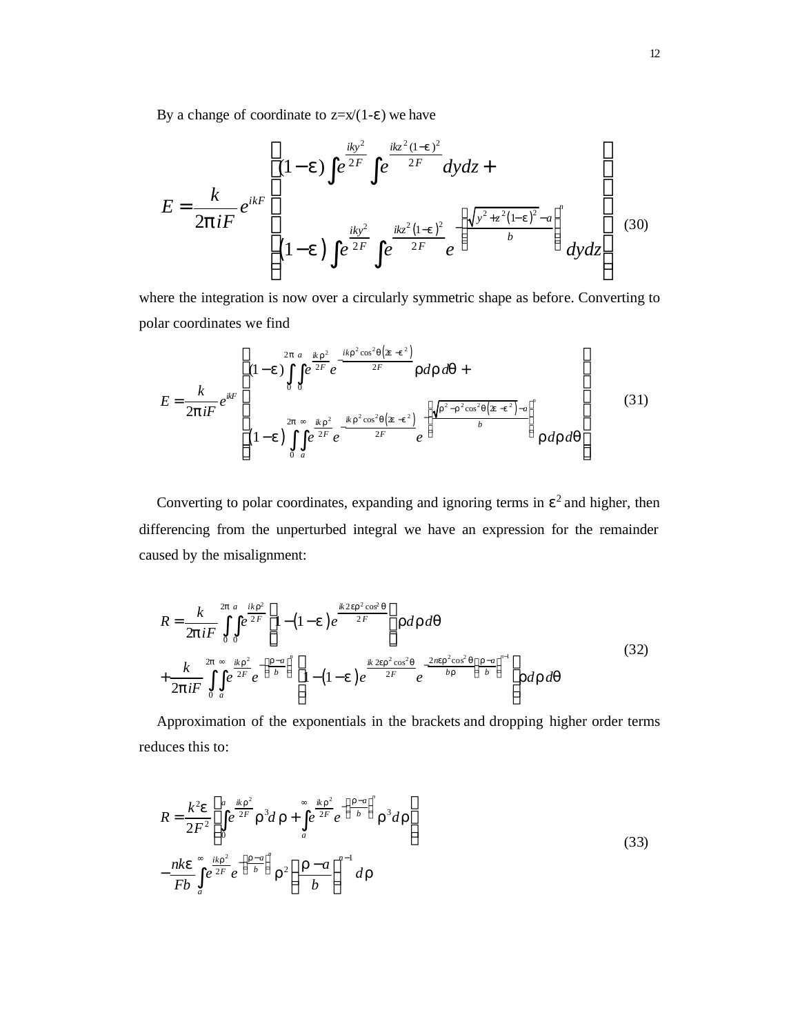By a change of coordinate to $z=x/(1-\varepsilon)$ we have

$$E=\frac{k}{2\pi iF}e^{ikF}\left[\begin{array}{l}(1-\varepsilon)\int e^{\frac{iky^2}{2F}}\int e^{\frac{ikz^2(1-\varepsilon)^2}{2F}}dydz+\\ (1-\varepsilon)\int e^{\frac{iky^2}{2F}}\int e^{\frac{ikz^2(1-\varepsilon)^2}{2F}}e^{-\left(\frac{\sqrt{y^2+z^2(1-\varepsilon)^2}-a}{b}\right)^n}dydz\end{array}\right] \tag{30}$$

where the integration is now over a circularly symmetric shape as before. Converting to polar coordinates we find

$$E=\frac{k}{2\pi iF}e^{ikF}\left[\begin{array}{l}(1-\varepsilon)\int_0^{2\pi}\int_0^{a}e^{\frac{ik\rho^2}{2F}}e^{-\frac{ik\rho^2\cos^2\theta\left(2\varepsilon-\varepsilon^2\right)}{2F}}\rho d\rho d\theta+\\ (1-\varepsilon)\int_0^{2\pi}\int_a^{\infty}e^{\frac{ik\rho^2}{2F}}e^{-\frac{ik\rho^2\cos^2\theta\left(2\varepsilon-\varepsilon^2\right)}{2F}}e^{-\left(\frac{\sqrt{\rho^2-\rho^2\cos^2\theta\left(2\varepsilon-\varepsilon^2\right)}-a}{b}\right)^n}\rho d\rho d\theta\end{array}\right] \tag{31}$$

Converting to polar coordinates, expanding and ignoring terms in $\varepsilon^2$ and higher, then differencing from the unperturbed integral we have an expression for the remainder caused by the misalignment:

$$\begin{aligned}R=&\frac{k}{2\pi iF}\int_0^{2\pi}\int_0^{a}e^{\frac{ik\rho^2}{2F}}\left[1-(1-\varepsilon)e^{\frac{ik2\varepsilon\rho^2\cos^2\theta}{2F}}\right]\rho d\rho d\theta\\ &+\frac{k}{2\pi iF}\int_0^{2\pi}\int_a^{\infty}e^{\frac{ik\rho^2}{2F}}e^{-\left(\frac{\rho-a}{b}\right)^n}\left[1-(1-\varepsilon)e^{\frac{ik2\varepsilon\rho^2\cos^2\theta}{2F}}e^{-\frac{2n\varepsilon\rho^2\cos^2\theta}{b\rho}\left(\frac{\rho-a}{b}\right)^{n-1}}\right]\rho d\rho d\theta\end{aligned} \tag{32}$$

Approximation of the exponentials in the brackets and dropping higher order terms reduces this to:

$$\begin{aligned}R=&\frac{k^2\varepsilon}{2F^2}\left[\int_0^{a}e^{\frac{ik\rho^2}{2F}}\rho^3d\rho+\int_a^{\infty}e^{\frac{ik\rho^2}{2F}}e^{-\left(\frac{\rho-a}{b}\right)^n}\rho^3d\rho\right]\\ &-\frac{nk\varepsilon}{Fb}\int_a^{\infty}e^{\frac{ik\rho^2}{2F}}e^{-\left(\frac{\rho-a}{b}\right)^n}\rho^2\left(\frac{\rho-a}{b}\right)^{n-1}d\rho\end{aligned} \tag{33}$$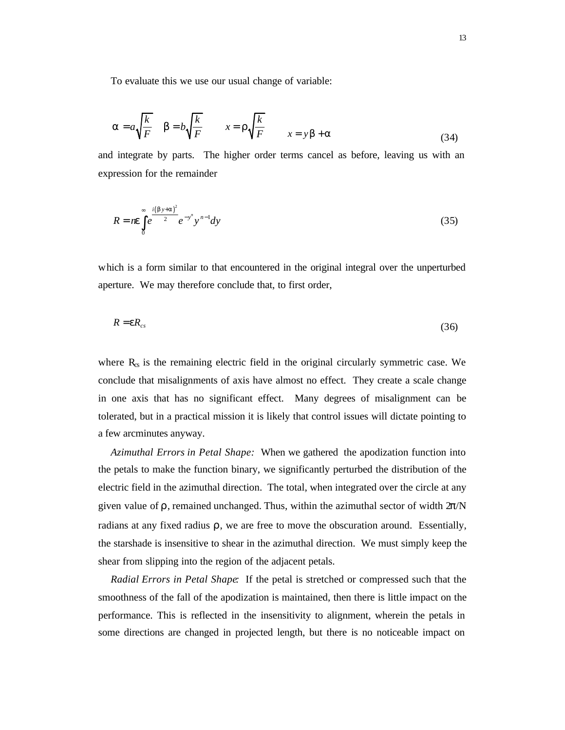To evaluate this we use our usual change of variable:

$$\alpha = a\sqrt{\frac{k}{F}} \quad \beta = b\sqrt{\frac{k}{F}} \qquad x = \rho\sqrt{\frac{k}{F}} \qquad x = y\beta + \alpha \tag{34}$$

and integrate by parts. The higher order terms cancel as before, leaving us with an expression for the remainder

$$R = n\varepsilon \int_0^\infty e^{\frac{i(\beta y + \alpha)^2}{2}} e^{-y^n} y^{n-1} dy \tag{35}$$

which is a form similar to that encountered in the original integral over the unperturbed aperture. We may therefore conclude that, to first order,

$$R = \varepsilon R_{cs} \tag{36}$$

where $R_{cs}$ is the remaining electric field in the original circularly symmetric case. We conclude that misalignments of axis have almost no effect. They create a scale change in one axis that has no significant effect. Many degrees of misalignment can be tolerated, but in a practical mission it is likely that control issues will dictate pointing to a few arcminutes anyway.

*Azimuthal Errors in Petal Shape:* When we gathered the apodization function into the petals to make the function binary, we significantly perturbed the distribution of the electric field in the azimuthal direction. The total, when integrated over the circle at any given value of $\rho$, remained unchanged. Thus, within the azimuthal sector of width $2\pi/N$ radians at any fixed radius $\rho$, we are free to move the obscuration around. Essentially, the starshade is insensitive to shear in the azimuthal direction. We must simply keep the shear from slipping into the region of the adjacent petals.

*Radial Errors in Petal Shape:* If the petal is stretched or compressed such that the smoothness of the fall of the apodization is maintained, then there is little impact on the performance. This is reflected in the insensitivity to alignment, wherein the petals in some directions are changed in projected length, but there is no noticeable impact on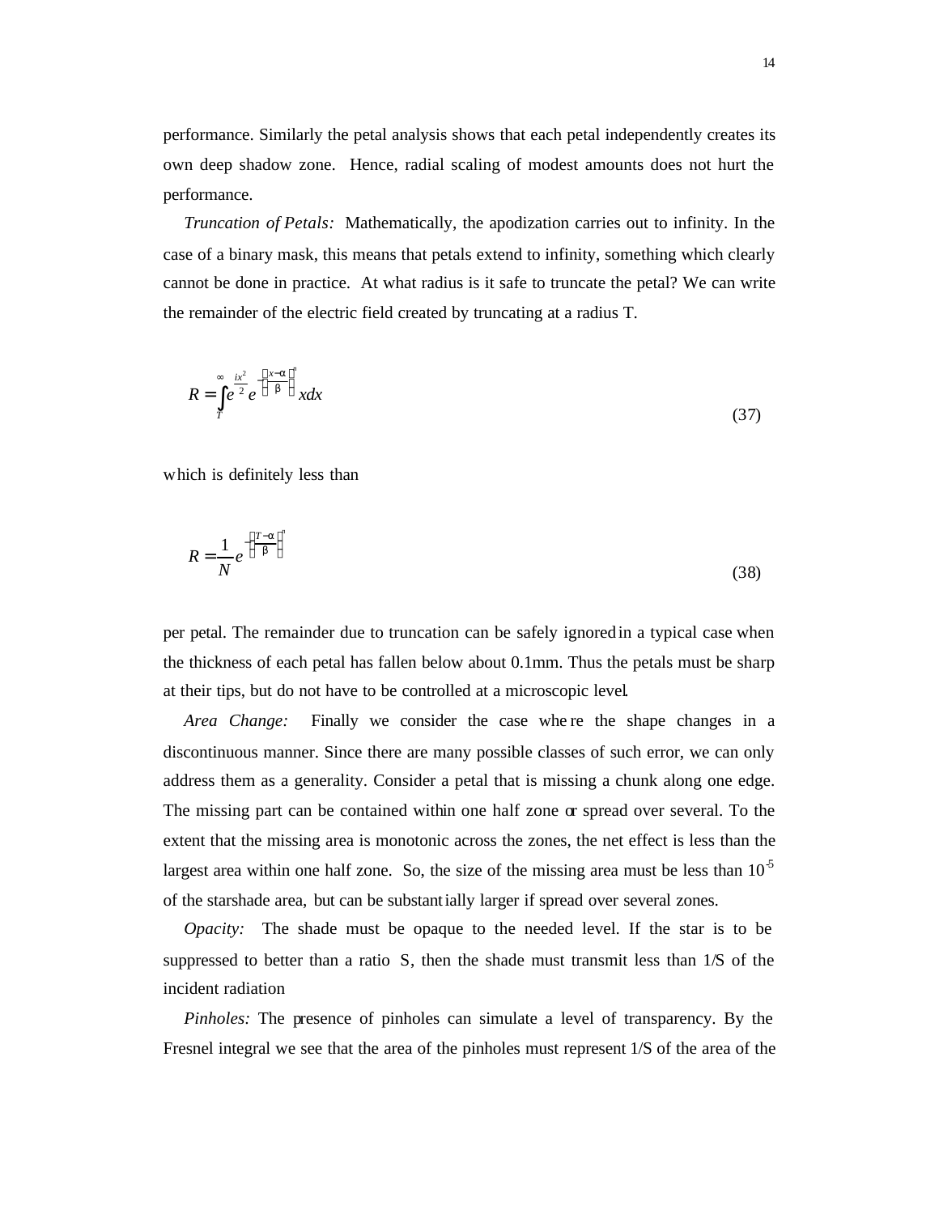performance. Similarly the petal analysis shows that each petal independently creates its own deep shadow zone. Hence, radial scaling of modest amounts does not hurt the performance.

*Truncation of Petals:* Mathematically, the apodization carries out to infinity. In the case of a binary mask, this means that petals extend to infinity, something which clearly cannot be done in practice. At what radius is it safe to truncate the petal? We can write the remainder of the electric field created by truncating at a radius T.

$$R = \int_T^{\infty} e^{\frac{ix^2}{2}} e^{-\left(\frac{x-\alpha}{\beta}\right)^n} x dx \tag{37}$$

which is definitely less than

$$R = \frac{1}{N} e^{-\left(\frac{T-\alpha}{\beta}\right)^n} \tag{38}$$

per petal. The remainder due to truncation can be safely ignored in a typical case when the thickness of each petal has fallen below about 0.1mm. Thus the petals must be sharp at their tips, but do not have to be controlled at a microscopic level.

*Area Change:* Finally we consider the case where the shape changes in a discontinuous manner. Since there are many possible classes of such error, we can only address them as a generality. Consider a petal that is missing a chunk along one edge. The missing part can be contained within one half zone or spread over several. To the extent that the missing area is monotonic across the zones, the net effect is less than the largest area within one half zone. So, the size of the missing area must be less than $10^{-5}$ of the starshade area, but can be substantially larger if spread over several zones.

*Opacity:* The shade must be opaque to the needed level. If the star is to be suppressed to better than a ratio S, then the shade must transmit less than 1/S of the incident radiation

*Pinholes:* The presence of pinholes can simulate a level of transparency. By the Fresnel integral we see that the area of the pinholes must represent 1/S of the area of the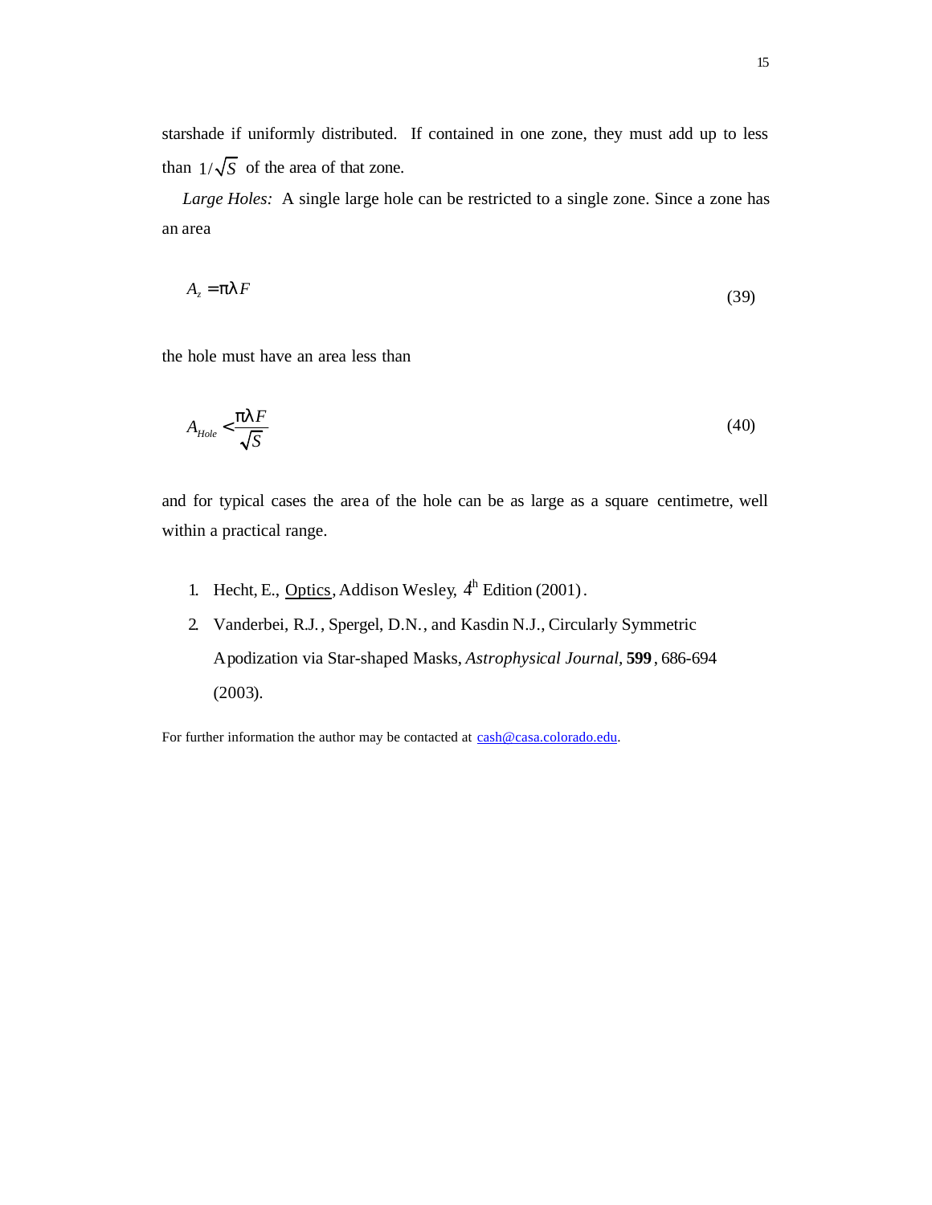starshade if uniformly distributed. If contained in one zone, they must add up to less than $1/\sqrt{S}$ of the area of that zone.

*Large Holes:* A single large hole can be restricted to a single zone. Since a zone has an area

$$A_z = \pi\lambda F \tag{39}$$

the hole must have an area less than

$$A_{Hole} < \frac{\pi\lambda F}{\sqrt{S}} \tag{40}$$

and for typical cases the area of the hole can be as large as a square centimetre, well within a practical range.

1. Hecht, E., Optics, Addison Wesley, 4th Edition (2001).
2. Vanderbei, R.J., Spergel, D.N., and Kasdin N.J., Circularly Symmetric Apodization via Star-shaped Masks, *Astrophysical Journal*, **599**, 686-694 (2003).

For further information the author may be contacted at cash@casa.colorado.edu.